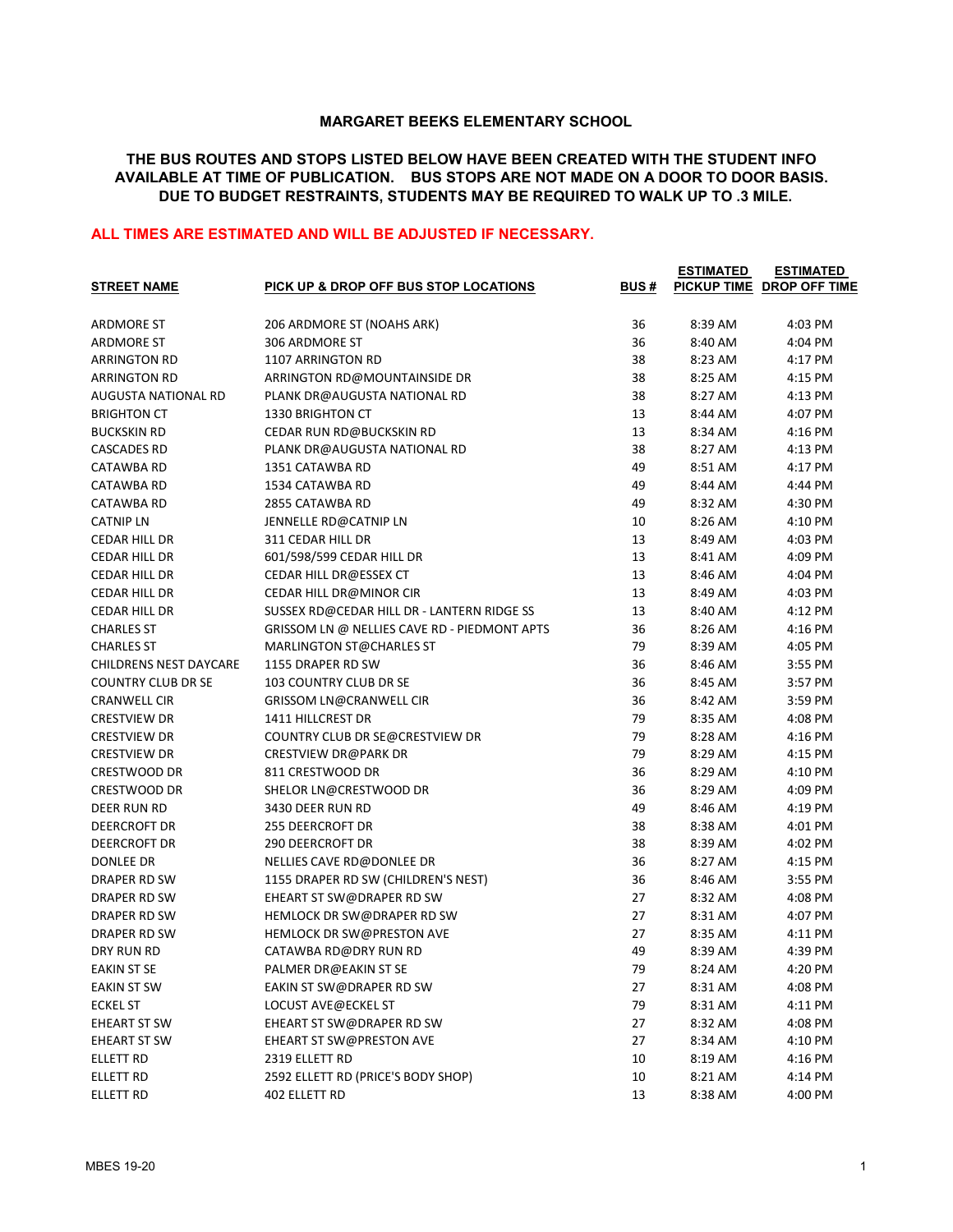# MARGARET BEEKS ELEMENTARY SCHOOL

**THE BUS ROUTES AND STOPS LISTED BELOW HAVE BEEN CREATED WITH THE STUDENT INFO AVAILABLE AT TIME OF PUBLICATION. BUS STOPS ARE NOT MADE ON A DOOR TO DOOR BASIS. DUE TO BUDGET RESTRAINTS, STUDENTS MAY BE REQUIRED TO WALK UP TO .3 MILE.**

**ALL TIMES ARE ESTIMATED AND WILL BE ADJUSTED IF NECESSARY.**

| STREET NAME | PICK UP & DROP OFF BUS STOP LOCATIONS | BUS # | ESTIMATED PICKUP TIME | ESTIMATED DROP OFF TIME |
|---|---|---|---|---|
| ARDMORE ST | 206 ARDMORE ST (NOAHS ARK) | 36 | 8:39 AM | 4:03 PM |
| ARDMORE ST | 306 ARDMORE ST | 36 | 8:40 AM | 4:04 PM |
| ARRINGTON RD | 1107 ARRINGTON RD | 38 | 8:23 AM | 4:17 PM |
| ARRINGTON RD | ARRINGTON RD@MOUNTAINSIDE DR | 38 | 8:25 AM | 4:15 PM |
| AUGUSTA NATIONAL RD | PLANK DR@AUGUSTA NATIONAL RD | 38 | 8:27 AM | 4:13 PM |
| BRIGHTON CT | 1330 BRIGHTON CT | 13 | 8:44 AM | 4:07 PM |
| BUCKSKIN RD | CEDAR RUN RD@BUCKSKIN RD | 13 | 8:34 AM | 4:16 PM |
| CASCADES RD | PLANK DR@AUGUSTA NATIONAL RD | 38 | 8:27 AM | 4:13 PM |
| CATAWBA RD | 1351 CATAWBA RD | 49 | 8:51 AM | 4:17 PM |
| CATAWBA RD | 1534 CATAWBA RD | 49 | 8:44 AM | 4:44 PM |
| CATAWBA RD | 2855 CATAWBA RD | 49 | 8:32 AM | 4:30 PM |
| CATNIP LN | JENNELLE RD@CATNIP LN | 10 | 8:26 AM | 4:10 PM |
| CEDAR HILL DR | 311 CEDAR HILL DR | 13 | 8:49 AM | 4:03 PM |
| CEDAR HILL DR | 601/598/599 CEDAR HILL DR | 13 | 8:41 AM | 4:09 PM |
| CEDAR HILL DR | CEDAR HILL DR@ESSEX CT | 13 | 8:46 AM | 4:04 PM |
| CEDAR HILL DR | CEDAR HILL DR@MINOR CIR | 13 | 8:49 AM | 4:03 PM |
| CEDAR HILL DR | SUSSEX RD@CEDAR HILL DR - LANTERN RIDGE SS | 13 | 8:40 AM | 4:12 PM |
| CHARLES ST | GRISSOM LN @ NELLIES CAVE RD - PIEDMONT APTS | 36 | 8:26 AM | 4:16 PM |
| CHARLES ST | MARLINGTON ST@CHARLES ST | 79 | 8:39 AM | 4:05 PM |
| CHILDRENS NEST DAYCARE | 1155 DRAPER RD SW | 36 | 8:46 AM | 3:55 PM |
| COUNTRY CLUB DR SE | 103 COUNTRY CLUB DR SE | 36 | 8:45 AM | 3:57 PM |
| CRANWELL CIR | GRISSOM LN@CRANWELL CIR | 36 | 8:42 AM | 3:59 PM |
| CRESTVIEW DR | 1411 HILLCREST DR | 79 | 8:35 AM | 4:08 PM |
| CRESTVIEW DR | COUNTRY CLUB DR SE@CRESTVIEW DR | 79 | 8:28 AM | 4:16 PM |
| CRESTVIEW DR | CRESTVIEW DR@PARK DR | 79 | 8:29 AM | 4:15 PM |
| CRESTWOOD DR | 811 CRESTWOOD DR | 36 | 8:29 AM | 4:10 PM |
| CRESTWOOD DR | SHELOR LN@CRESTWOOD DR | 36 | 8:29 AM | 4:09 PM |
| DEER RUN RD | 3430 DEER RUN RD | 49 | 8:46 AM | 4:19 PM |
| DEERCROFT DR | 255 DEERCROFT DR | 38 | 8:38 AM | 4:01 PM |
| DEERCROFT DR | 290 DEERCROFT DR | 38 | 8:39 AM | 4:02 PM |
| DONLEE DR | NELLIES CAVE RD@DONLEE DR | 36 | 8:27 AM | 4:15 PM |
| DRAPER RD SW | 1155 DRAPER RD SW (CHILDREN'S NEST) | 36 | 8:46 AM | 3:55 PM |
| DRAPER RD SW | EHEART ST SW@DRAPER RD SW | 27 | 8:32 AM | 4:08 PM |
| DRAPER RD SW | HEMLOCK DR SW@DRAPER RD SW | 27 | 8:31 AM | 4:07 PM |
| DRAPER RD SW | HEMLOCK DR SW@PRESTON AVE | 27 | 8:35 AM | 4:11 PM |
| DRY RUN RD | CATAWBA RD@DRY RUN RD | 49 | 8:39 AM | 4:39 PM |
| EAKIN ST SE | PALMER DR@EAKIN ST SE | 79 | 8:24 AM | 4:20 PM |
| EAKIN ST SW | EAKIN ST SW@DRAPER RD SW | 27 | 8:31 AM | 4:08 PM |
| ECKEL ST | LOCUST AVE@ECKEL ST | 79 | 8:31 AM | 4:11 PM |
| EHEART ST SW | EHEART ST SW@DRAPER RD SW | 27 | 8:32 AM | 4:08 PM |
| EHEART ST SW | EHEART ST SW@PRESTON AVE | 27 | 8:34 AM | 4:10 PM |
| ELLETT RD | 2319 ELLETT RD | 10 | 8:19 AM | 4:16 PM |
| ELLETT RD | 2592 ELLETT RD (PRICE'S BODY SHOP) | 10 | 8:21 AM | 4:14 PM |
| ELLETT RD | 402 ELLETT RD | 13 | 8:38 AM | 4:00 PM |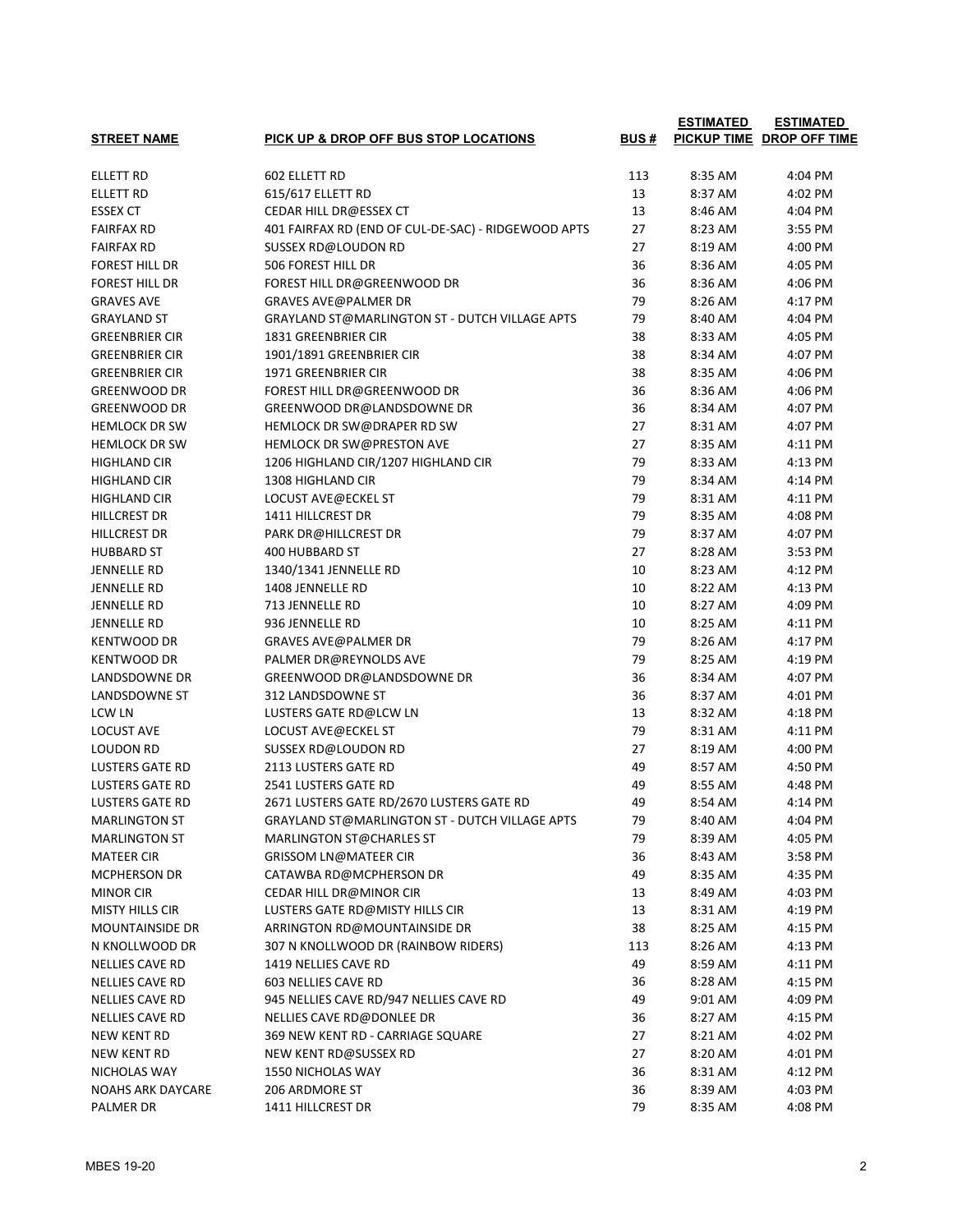| STREET NAME | PICK UP & DROP OFF BUS STOP LOCATIONS | BUS # | ESTIMATED PICKUP TIME | ESTIMATED DROP OFF TIME |
|---|---|---|---|---|
| ELLETT RD | 602 ELLETT RD | 113 | 8:35 AM | 4:04 PM |
| ELLETT RD | 615/617 ELLETT RD | 13 | 8:37 AM | 4:02 PM |
| ESSEX CT | CEDAR HILL DR@ESSEX CT | 13 | 8:46 AM | 4:04 PM |
| FAIRFAX RD | 401 FAIRFAX RD (END OF CUL-DE-SAC) - RIDGEWOOD APTS | 27 | 8:23 AM | 3:55 PM |
| FAIRFAX RD | SUSSEX RD@LOUDON RD | 27 | 8:19 AM | 4:00 PM |
| FOREST HILL DR | 506 FOREST HILL DR | 36 | 8:36 AM | 4:05 PM |
| FOREST HILL DR | FOREST HILL DR@GREENWOOD DR | 36 | 8:36 AM | 4:06 PM |
| GRAVES AVE | GRAVES AVE@PALMER DR | 79 | 8:26 AM | 4:17 PM |
| GRAYLAND ST | GRAYLAND ST@MARLINGTON ST - DUTCH VILLAGE APTS | 79 | 8:40 AM | 4:04 PM |
| GREENBRIER CIR | 1831 GREENBRIER CIR | 38 | 8:33 AM | 4:05 PM |
| GREENBRIER CIR | 1901/1891 GREENBRIER CIR | 38 | 8:34 AM | 4:07 PM |
| GREENBRIER CIR | 1971 GREENBRIER CIR | 38 | 8:35 AM | 4:06 PM |
| GREENWOOD DR | FOREST HILL DR@GREENWOOD DR | 36 | 8:36 AM | 4:06 PM |
| GREENWOOD DR | GREENWOOD DR@LANDSDOWNE DR | 36 | 8:34 AM | 4:07 PM |
| HEMLOCK DR SW | HEMLOCK DR SW@DRAPER RD SW | 27 | 8:31 AM | 4:07 PM |
| HEMLOCK DR SW | HEMLOCK DR SW@PRESTON AVE | 27 | 8:35 AM | 4:11 PM |
| HIGHLAND CIR | 1206 HIGHLAND CIR/1207 HIGHLAND CIR | 79 | 8:33 AM | 4:13 PM |
| HIGHLAND CIR | 1308 HIGHLAND CIR | 79 | 8:34 AM | 4:14 PM |
| HIGHLAND CIR | LOCUST AVE@ECKEL ST | 79 | 8:31 AM | 4:11 PM |
| HILLCREST DR | 1411 HILLCREST DR | 79 | 8:35 AM | 4:08 PM |
| HILLCREST DR | PARK DR@HILLCREST DR | 79 | 8:37 AM | 4:07 PM |
| HUBBARD ST | 400 HUBBARD ST | 27 | 8:28 AM | 3:53 PM |
| JENNELLE RD | 1340/1341 JENNELLE RD | 10 | 8:23 AM | 4:12 PM |
| JENNELLE RD | 1408 JENNELLE RD | 10 | 8:22 AM | 4:13 PM |
| JENNELLE RD | 713 JENNELLE RD | 10 | 8:27 AM | 4:09 PM |
| JENNELLE RD | 936 JENNELLE RD | 10 | 8:25 AM | 4:11 PM |
| KENTWOOD DR | GRAVES AVE@PALMER DR | 79 | 8:26 AM | 4:17 PM |
| KENTWOOD DR | PALMER DR@REYNOLDS AVE | 79 | 8:25 AM | 4:19 PM |
| LANDSDOWNE DR | GREENWOOD DR@LANDSDOWNE DR | 36 | 8:34 AM | 4:07 PM |
| LANDSDOWNE ST | 312 LANDSDOWNE ST | 36 | 8:37 AM | 4:01 PM |
| LCW LN | LUSTERS GATE RD@LCW LN | 13 | 8:32 AM | 4:18 PM |
| LOCUST AVE | LOCUST AVE@ECKEL ST | 79 | 8:31 AM | 4:11 PM |
| LOUDON RD | SUSSEX RD@LOUDON RD | 27 | 8:19 AM | 4:00 PM |
| LUSTERS GATE RD | 2113 LUSTERS GATE RD | 49 | 8:57 AM | 4:50 PM |
| LUSTERS GATE RD | 2541 LUSTERS GATE RD | 49 | 8:55 AM | 4:48 PM |
| LUSTERS GATE RD | 2671 LUSTERS GATE RD/2670 LUSTERS GATE RD | 49 | 8:54 AM | 4:14 PM |
| MARLINGTON ST | GRAYLAND ST@MARLINGTON ST - DUTCH VILLAGE APTS | 79 | 8:40 AM | 4:04 PM |
| MARLINGTON ST | MARLINGTON ST@CHARLES ST | 79 | 8:39 AM | 4:05 PM |
| MATEER CIR | GRISSOM LN@MATEER CIR | 36 | 8:43 AM | 3:58 PM |
| MCPHERSON DR | CATAWBA RD@MCPHERSON DR | 49 | 8:35 AM | 4:35 PM |
| MINOR CIR | CEDAR HILL DR@MINOR CIR | 13 | 8:49 AM | 4:03 PM |
| MISTY HILLS CIR | LUSTERS GATE RD@MISTY HILLS CIR | 13 | 8:31 AM | 4:19 PM |
| MOUNTAINSIDE DR | ARRINGTON RD@MOUNTAINSIDE DR | 38 | 8:25 AM | 4:15 PM |
| N KNOLLWOOD DR | 307 N KNOLLWOOD DR (RAINBOW RIDERS) | 113 | 8:26 AM | 4:13 PM |
| NELLIES CAVE RD | 1419 NELLIES CAVE RD | 49 | 8:59 AM | 4:11 PM |
| NELLIES CAVE RD | 603 NELLIES CAVE RD | 36 | 8:28 AM | 4:15 PM |
| NELLIES CAVE RD | 945 NELLIES CAVE RD/947 NELLIES CAVE RD | 49 | 9:01 AM | 4:09 PM |
| NELLIES CAVE RD | NELLIES CAVE RD@DONLEE DR | 36 | 8:27 AM | 4:15 PM |
| NEW KENT RD | 369 NEW KENT RD - CARRIAGE SQUARE | 27 | 8:21 AM | 4:02 PM |
| NEW KENT RD | NEW KENT RD@SUSSEX RD | 27 | 8:20 AM | 4:01 PM |
| NICHOLAS WAY | 1550 NICHOLAS WAY | 36 | 8:31 AM | 4:12 PM |
| NOAHS ARK DAYCARE | 206 ARDMORE ST | 36 | 8:39 AM | 4:03 PM |
| PALMER DR | 1411 HILLCREST DR | 79 | 8:35 AM | 4:08 PM |

MBES 19-20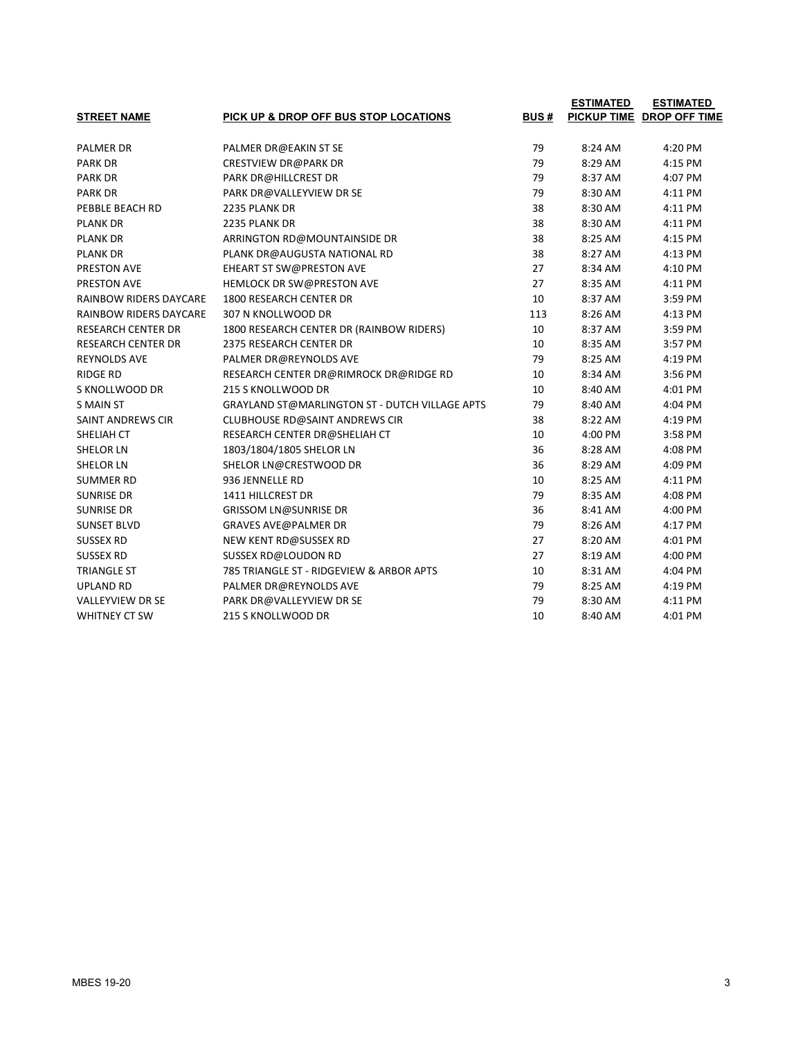| STREET NAME | PICK UP & DROP OFF BUS STOP LOCATIONS | BUS # | ESTIMATED PICKUP TIME | ESTIMATED DROP OFF TIME |
|---|---|---|---|---|
| PALMER DR | PALMER DR@EAKIN ST SE | 79 | 8:24 AM | 4:20 PM |
| PARK DR | CRESTVIEW DR@PARK DR | 79 | 8:29 AM | 4:15 PM |
| PARK DR | PARK DR@HILLCREST DR | 79 | 8:37 AM | 4:07 PM |
| PARK DR | PARK DR@VALLEYVIEW DR SE | 79 | 8:30 AM | 4:11 PM |
| PEBBLE BEACH RD | 2235 PLANK DR | 38 | 8:30 AM | 4:11 PM |
| PLANK DR | 2235 PLANK DR | 38 | 8:30 AM | 4:11 PM |
| PLANK DR | ARRINGTON RD@MOUNTAINSIDE DR | 38 | 8:25 AM | 4:15 PM |
| PLANK DR | PLANK DR@AUGUSTA NATIONAL RD | 38 | 8:27 AM | 4:13 PM |
| PRESTON AVE | EHEART ST SW@PRESTON AVE | 27 | 8:34 AM | 4:10 PM |
| PRESTON AVE | HEMLOCK DR SW@PRESTON AVE | 27 | 8:35 AM | 4:11 PM |
| RAINBOW RIDERS DAYCARE | 1800 RESEARCH CENTER DR | 10 | 8:37 AM | 3:59 PM |
| RAINBOW RIDERS DAYCARE | 307 N KNOLLWOOD DR | 113 | 8:26 AM | 4:13 PM |
| RESEARCH CENTER DR | 1800 RESEARCH CENTER DR (RAINBOW RIDERS) | 10 | 8:37 AM | 3:59 PM |
| RESEARCH CENTER DR | 2375 RESEARCH CENTER DR | 10 | 8:35 AM | 3:57 PM |
| REYNOLDS AVE | PALMER DR@REYNOLDS AVE | 79 | 8:25 AM | 4:19 PM |
| RIDGE RD | RESEARCH CENTER DR@RIMROCK DR@RIDGE RD | 10 | 8:34 AM | 3:56 PM |
| S KNOLLWOOD DR | 215 S KNOLLWOOD DR | 10 | 8:40 AM | 4:01 PM |
| S MAIN ST | GRAYLAND ST@MARLINGTON ST - DUTCH VILLAGE APTS | 79 | 8:40 AM | 4:04 PM |
| SAINT ANDREWS CIR | CLUBHOUSE RD@SAINT ANDREWS CIR | 38 | 8:22 AM | 4:19 PM |
| SHELIAH CT | RESEARCH CENTER DR@SHELIAH CT | 10 | 4:00 PM | 3:58 PM |
| SHELOR LN | 1803/1804/1805 SHELOR LN | 36 | 8:28 AM | 4:08 PM |
| SHELOR LN | SHELOR LN@CRESTWOOD DR | 36 | 8:29 AM | 4:09 PM |
| SUMMER RD | 936 JENNELLE RD | 10 | 8:25 AM | 4:11 PM |
| SUNRISE DR | 1411 HILLCREST DR | 79 | 8:35 AM | 4:08 PM |
| SUNRISE DR | GRISSOM LN@SUNRISE DR | 36 | 8:41 AM | 4:00 PM |
| SUNSET BLVD | GRAVES AVE@PALMER DR | 79 | 8:26 AM | 4:17 PM |
| SUSSEX RD | NEW KENT RD@SUSSEX RD | 27 | 8:20 AM | 4:01 PM |
| SUSSEX RD | SUSSEX RD@LOUDON RD | 27 | 8:19 AM | 4:00 PM |
| TRIANGLE ST | 785 TRIANGLE ST - RIDGEVIEW & ARBOR APTS | 10 | 8:31 AM | 4:04 PM |
| UPLAND RD | PALMER DR@REYNOLDS AVE | 79 | 8:25 AM | 4:19 PM |
| VALLEYVIEW DR SE | PARK DR@VALLEYVIEW DR SE | 79 | 8:30 AM | 4:11 PM |
| WHITNEY CT SW | 215 S KNOLLWOOD DR | 10 | 8:40 AM | 4:01 PM |